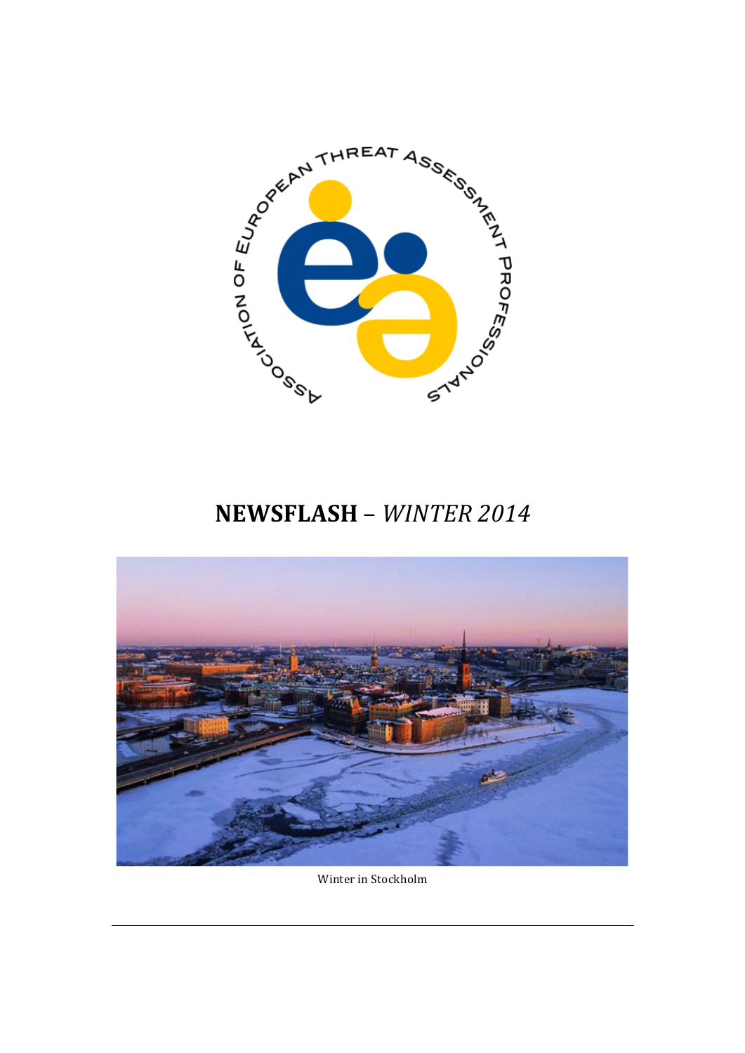ASSOCIATION OF EUROPEAN THREAT ASSESSMENT PROFESSIONALS

# NEWSFLASH – *WINTER 2014*

Winter in Stockholm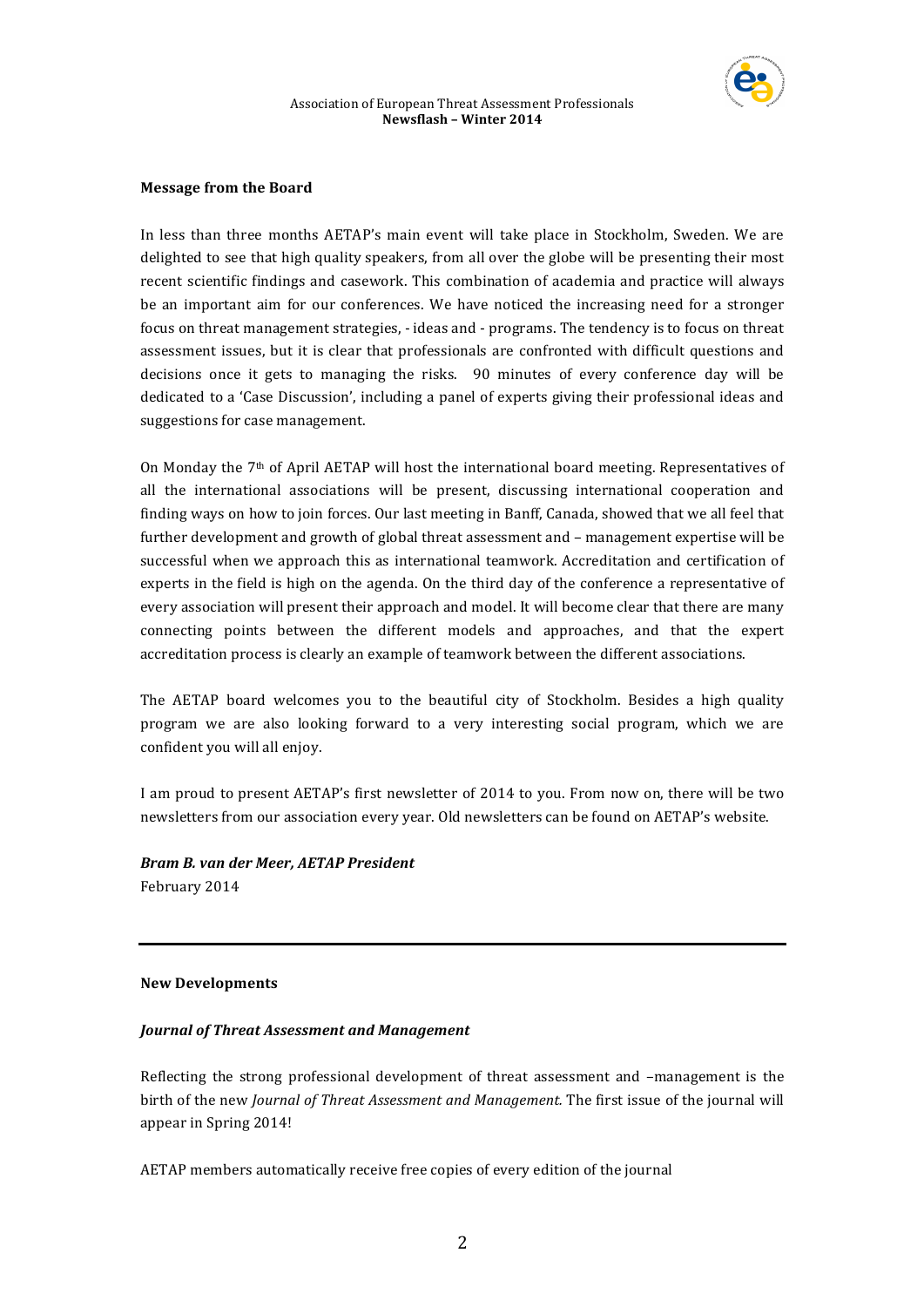## Message from the Board

In less than three months AETAP's main event will take place in Stockholm, Sweden. We are delighted to see that high quality speakers, from all over the globe will be presenting their most recent scientific findings and casework. This combination of academia and practice will always be an important aim for our conferences. We have noticed the increasing need for a stronger focus on threat management strategies, - ideas and - programs. The tendency is to focus on threat assessment issues, but it is clear that professionals are confronted with difficult questions and decisions once it gets to managing the risks. 90 minutes of every conference day will be dedicated to a 'Case Discussion', including a panel of experts giving their professional ideas and suggestions for case management.

On Monday the 7th of April AETAP will host the international board meeting. Representatives of all the international associations will be present, discussing international cooperation and finding ways on how to join forces. Our last meeting in Banff, Canada, showed that we all feel that further development and growth of global threat assessment and – management expertise will be successful when we approach this as international teamwork. Accreditation and certification of experts in the field is high on the agenda. On the third day of the conference a representative of every association will present their approach and model. It will become clear that there are many connecting points between the different models and approaches, and that the expert accreditation process is clearly an example of teamwork between the different associations.

The AETAP board welcomes you to the beautiful city of Stockholm. Besides a high quality program we are also looking forward to a very interesting social program, which we are confident you will all enjoy.

I am proud to present AETAP's first newsletter of 2014 to you. From now on, there will be two newsletters from our association every year. Old newsletters can be found on AETAP's website.

***Bram B. van der Meer, AETAP President***
February 2014

---

## New Developments

### *Journal of Threat Assessment and Management*

Reflecting the strong professional development of threat assessment and –management is the birth of the new *Journal of Threat Assessment and Management.* The first issue of the journal will appear in Spring 2014!

AETAP members automatically receive free copies of every edition of the journal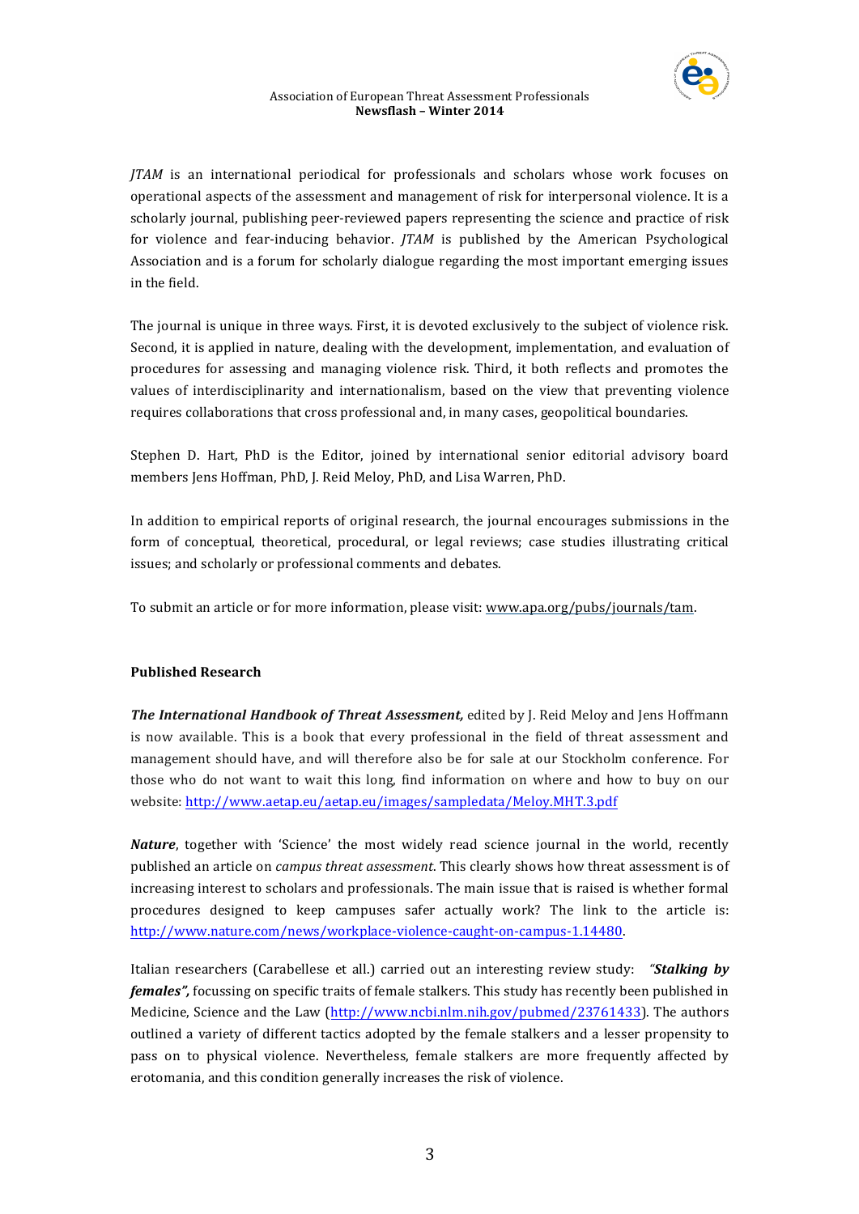*JTAM* is an international periodical for professionals and scholars whose work focuses on operational aspects of the assessment and management of risk for interpersonal violence. It is a scholarly journal, publishing peer-reviewed papers representing the science and practice of risk for violence and fear-inducing behavior. *JTAM* is published by the American Psychological Association and is a forum for scholarly dialogue regarding the most important emerging issues in the field.

The journal is unique in three ways. First, it is devoted exclusively to the subject of violence risk. Second, it is applied in nature, dealing with the development, implementation, and evaluation of procedures for assessing and managing violence risk. Third, it both reflects and promotes the values of interdisciplinarity and internationalism, based on the view that preventing violence requires collaborations that cross professional and, in many cases, geopolitical boundaries.

Stephen D. Hart, PhD is the Editor, joined by international senior editorial advisory board members Jens Hoffman, PhD, J. Reid Meloy, PhD, and Lisa Warren, PhD.

In addition to empirical reports of original research, the journal encourages submissions in the form of conceptual, theoretical, procedural, or legal reviews; case studies illustrating critical issues; and scholarly or professional comments and debates.

To submit an article or for more information, please visit: www.apa.org/pubs/journals/tam.

**Published Research**

***The International Handbook of Threat Assessment,*** edited by J. Reid Meloy and Jens Hoffmann is now available. This is a book that every professional in the field of threat assessment and management should have, and will therefore also be for sale at our Stockholm conference. For those who do not want to wait this long, find information on where and how to buy on our website: http://www.aetap.eu/aetap.eu/images/sampledata/Meloy.MHT.3.pdf

***Nature***, together with 'Science' the most widely read science journal in the world, recently published an article on *campus threat assessment*. This clearly shows how threat assessment is of increasing interest to scholars and professionals. The main issue that is raised is whether formal procedures designed to keep campuses safer actually work? The link to the article is: http://www.nature.com/news/workplace-violence-caught-on-campus-1.14480.

Italian researchers (Carabellese et all.) carried out an interesting review study: ***"Stalking by females",*** focussing on specific traits of female stalkers. This study has recently been published in Medicine, Science and the Law (http://www.ncbi.nlm.nih.gov/pubmed/23761433). The authors outlined a variety of different tactics adopted by the female stalkers and a lesser propensity to pass on to physical violence. Nevertheless, female stalkers are more frequently affected by erotomania, and this condition generally increases the risk of violence.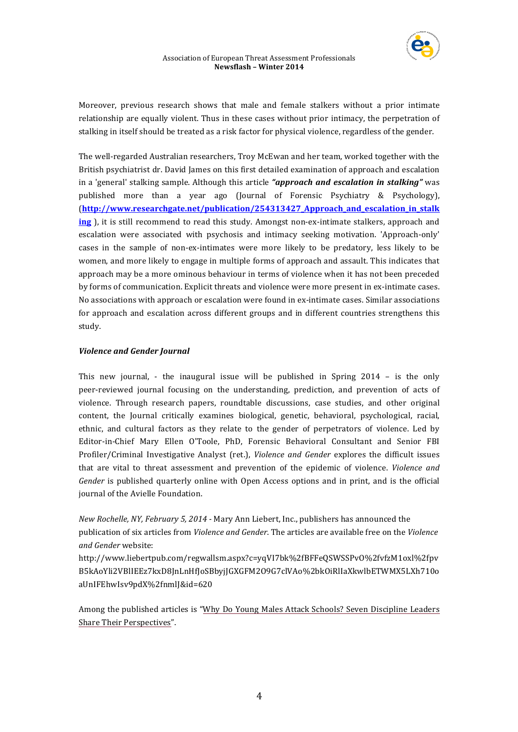Moreover, previous research shows that male and female stalkers without a prior intimate relationship are equally violent. Thus in these cases without prior intimacy, the perpetration of stalking in itself should be treated as a risk factor for physical violence, regardless of the gender.

The well-regarded Australian researchers, Troy McEwan and her team, worked together with the British psychiatrist dr. David James on this first detailed examination of approach and escalation in a 'general' stalking sample. Although this article ***"approach and escalation in stalking"*** was published more than a year ago (Journal of Forensic Psychiatry & Psychology), (**http://www.researchgate.net/publication/254313427_Approach_and_escalation_in_stalking** ), it is still recommend to read this study. Amongst non-ex-intimate stalkers, approach and escalation were associated with psychosis and intimacy seeking motivation. 'Approach-only' cases in the sample of non-ex-intimates were more likely to be predatory, less likely to be women, and more likely to engage in multiple forms of approach and assault. This indicates that approach may be a more ominous behaviour in terms of violence when it has not been preceded by forms of communication. Explicit threats and violence were more present in ex-intimate cases. No associations with approach or escalation were found in ex-intimate cases. Similar associations for approach and escalation across different groups and in different countries strengthens this study.

***Violence and Gender Journal***

This new journal, - the inaugural issue will be published in Spring 2014 – is the only peer-reviewed journal focusing on the understanding, prediction, and prevention of acts of violence. Through research papers, roundtable discussions, case studies, and other original content, the Journal critically examines biological, genetic, behavioral, psychological, racial, ethnic, and cultural factors as they relate to the gender of perpetrators of violence. Led by Editor-in-Chief Mary Ellen O'Toole, PhD, Forensic Behavioral Consultant and Senior FBI Profiler/Criminal Investigative Analyst (ret.), *Violence and Gender* explores the difficult issues that are vital to threat assessment and prevention of the epidemic of violence. *Violence and Gender* is published quarterly online with Open Access options and in print, and is the official journal of the Avielle Foundation.

*New Rochelle, NY, February 5, 2014* - Mary Ann Liebert, Inc., publishers has announced the publication of six articles from *Violence and Gender*. The articles are available free on the *Violence and Gender* website:
http://www.liebertpub.com/regwallsm.aspx?c=yqVI7bk%2fBFFeQSWSSPvO%2fvfzM1oxl%2fpvB5kAoYli2VBlIEEz7kxD8JnLnHfJoSBbyjJGXGFM2O9G7clVAo%2bkOiRlIaXkwlbETWMX5LXh710oaUnIFEhwIsv9pdX%2fnmlJ&id=620

Among the published articles is "Why Do Young Males Attack Schools? Seven Discipline Leaders Share Their Perspectives".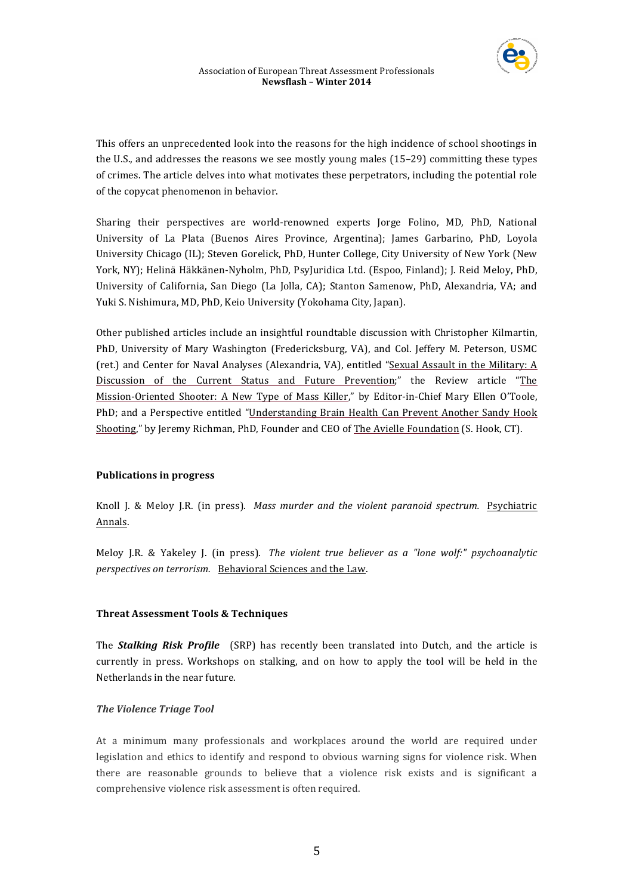This offers an unprecedented look into the reasons for the high incidence of school shootings in the U.S., and addresses the reasons we see mostly young males (15–29) committing these types of crimes. The article delves into what motivates these perpetrators, including the potential role of the copycat phenomenon in behavior.

Sharing their perspectives are world-renowned experts Jorge Folino, MD, PhD, National University of La Plata (Buenos Aires Province, Argentina); James Garbarino, PhD, Loyola University Chicago (IL); Steven Gorelick, PhD, Hunter College, City University of New York (New York, NY); Helinä Häkkänen-Nyholm, PhD, PsyJuridica Ltd. (Espoo, Finland); J. Reid Meloy, PhD, University of California, San Diego (La Jolla, CA); Stanton Samenow, PhD, Alexandria, VA; and Yuki S. Nishimura, MD, PhD, Keio University (Yokohama City, Japan).

Other published articles include an insightful roundtable discussion with Christopher Kilmartin, PhD, University of Mary Washington (Fredericksburg, VA), and Col. Jeffery M. Peterson, USMC (ret.) and Center for Naval Analyses (Alexandria, VA), entitled "Sexual Assault in the Military: A Discussion of the Current Status and Future Prevention;" the Review article "The Mission-Oriented Shooter: A New Type of Mass Killer," by Editor-in-Chief Mary Ellen O'Toole, PhD; and a Perspective entitled "Understanding Brain Health Can Prevent Another Sandy Hook Shooting," by Jeremy Richman, PhD, Founder and CEO of The Avielle Foundation (S. Hook, CT).

**Publications in progress**

Knoll J. & Meloy J.R. (in press). *Mass murder and the violent paranoid spectrum.* Psychiatric Annals.

Meloy J.R. & Yakeley J. (in press). *The violent true believer as a "lone wolf:" psychoanalytic perspectives on terrorism.* Behavioral Sciences and the Law.

**Threat Assessment Tools & Techniques**

The ***Stalking Risk Profile*** (SRP) has recently been translated into Dutch, and the article is currently in press. Workshops on stalking, and on how to apply the tool will be held in the Netherlands in the near future.

***The Violence Triage Tool***

At a minimum many professionals and workplaces around the world are required under legislation and ethics to identify and respond to obvious warning signs for violence risk. When there are reasonable grounds to believe that a violence risk exists and is significant a comprehensive violence risk assessment is often required.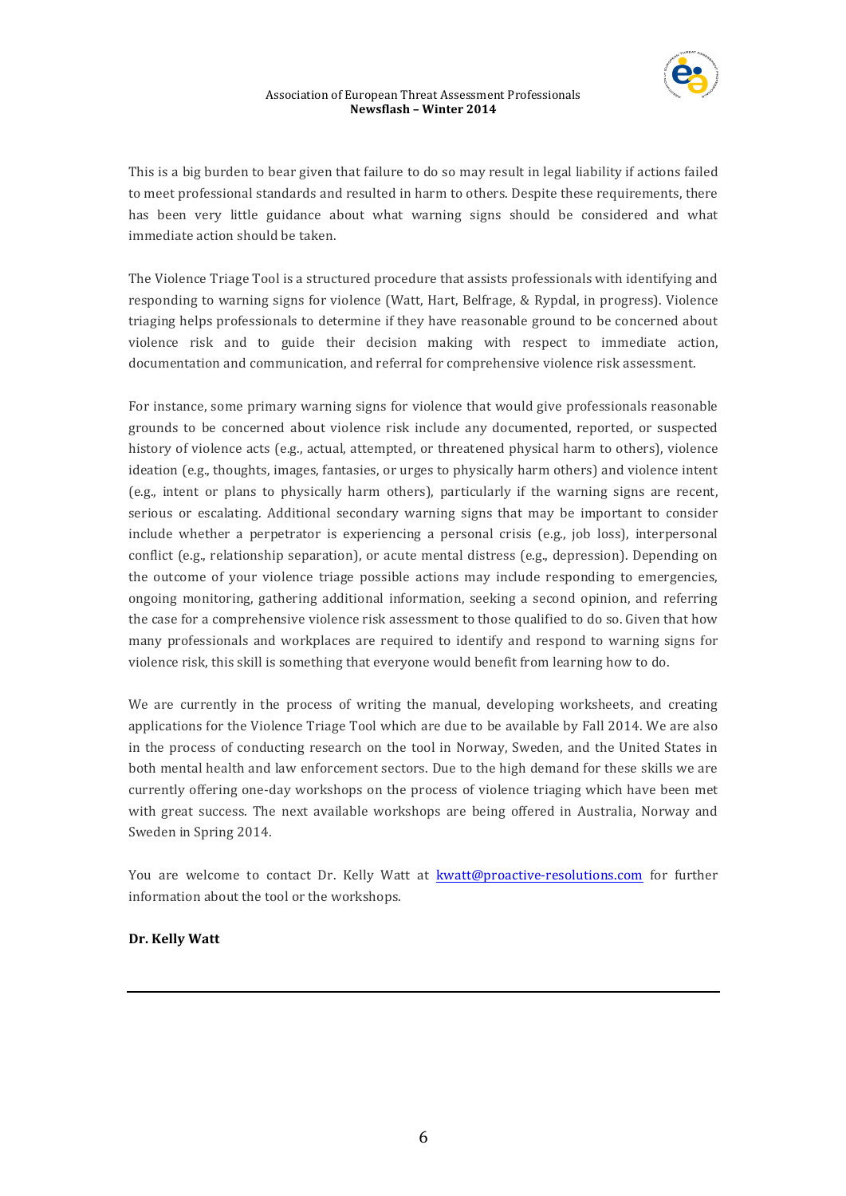This is a big burden to bear given that failure to do so may result in legal liability if actions failed to meet professional standards and resulted in harm to others. Despite these requirements, there has been very little guidance about what warning signs should be considered and what immediate action should be taken.

The Violence Triage Tool is a structured procedure that assists professionals with identifying and responding to warning signs for violence (Watt, Hart, Belfrage, & Rypdal, in progress). Violence triaging helps professionals to determine if they have reasonable ground to be concerned about violence risk and to guide their decision making with respect to immediate action, documentation and communication, and referral for comprehensive violence risk assessment.

For instance, some primary warning signs for violence that would give professionals reasonable grounds to be concerned about violence risk include any documented, reported, or suspected history of violence acts (e.g., actual, attempted, or threatened physical harm to others), violence ideation (e.g., thoughts, images, fantasies, or urges to physically harm others) and violence intent (e.g., intent or plans to physically harm others), particularly if the warning signs are recent, serious or escalating. Additional secondary warning signs that may be important to consider include whether a perpetrator is experiencing a personal crisis (e.g., job loss), interpersonal conflict (e.g., relationship separation), or acute mental distress (e.g., depression). Depending on the outcome of your violence triage possible actions may include responding to emergencies, ongoing monitoring, gathering additional information, seeking a second opinion, and referring the case for a comprehensive violence risk assessment to those qualified to do so. Given that how many professionals and workplaces are required to identify and respond to warning signs for violence risk, this skill is something that everyone would benefit from learning how to do.

We are currently in the process of writing the manual, developing worksheets, and creating applications for the Violence Triage Tool which are due to be available by Fall 2014. We are also in the process of conducting research on the tool in Norway, Sweden, and the United States in both mental health and law enforcement sectors. Due to the high demand for these skills we are currently offering one-day workshops on the process of violence triaging which have been met with great success. The next available workshops are being offered in Australia, Norway and Sweden in Spring 2014.

You are welcome to contact Dr. Kelly Watt at [kwatt@proactive-resolutions.com](mailto:kwatt@proactive-resolutions.com) for further information about the tool or the workshops.

**Dr. Kelly Watt**

---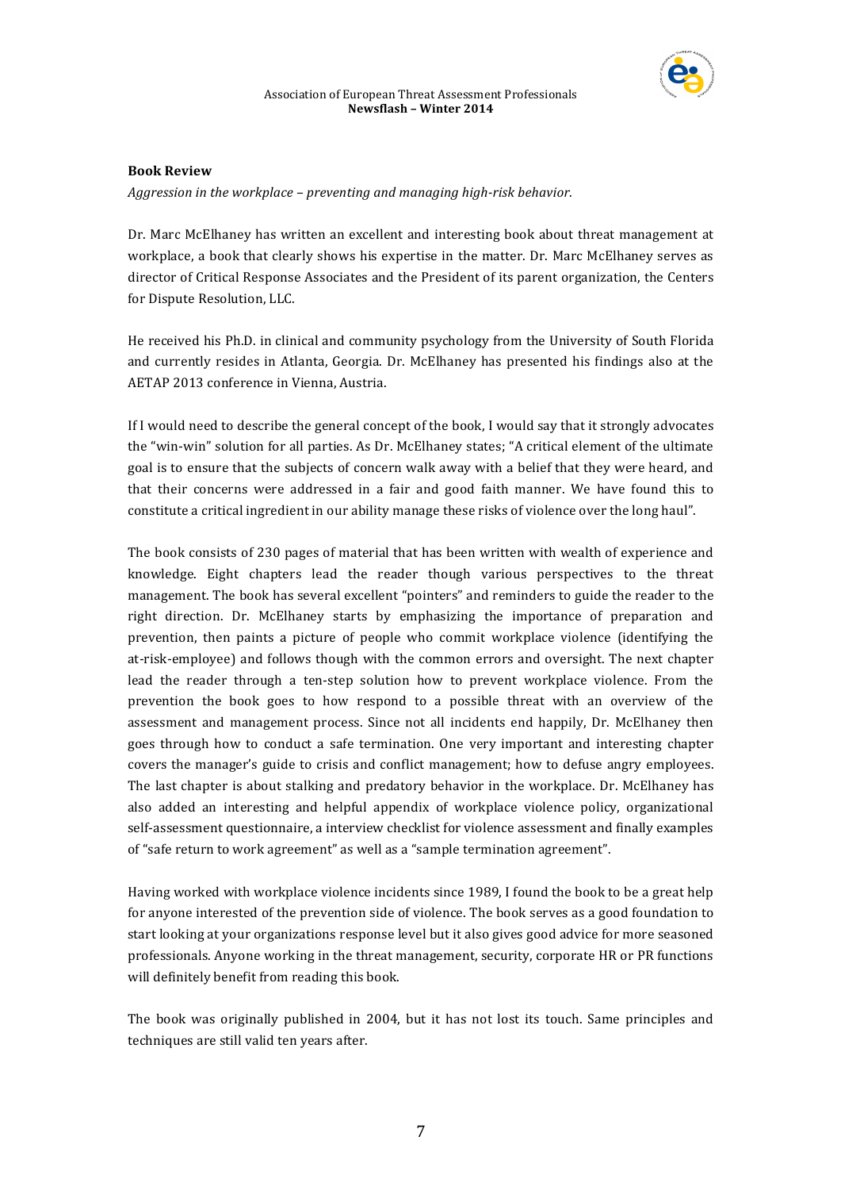**Book Review**

*Aggression in the workplace – preventing and managing high-risk behavior.*

Dr. Marc McElhaney has written an excellent and interesting book about threat management at workplace, a book that clearly shows his expertise in the matter. Dr. Marc McElhaney serves as director of Critical Response Associates and the President of its parent organization, the Centers for Dispute Resolution, LLC.

He received his Ph.D. in clinical and community psychology from the University of South Florida and currently resides in Atlanta, Georgia. Dr. McElhaney has presented his findings also at the AETAP 2013 conference in Vienna, Austria.

If I would need to describe the general concept of the book, I would say that it strongly advocates the "win-win" solution for all parties. As Dr. McElhaney states; "A critical element of the ultimate goal is to ensure that the subjects of concern walk away with a belief that they were heard, and that their concerns were addressed in a fair and good faith manner. We have found this to constitute a critical ingredient in our ability manage these risks of violence over the long haul".

The book consists of 230 pages of material that has been written with wealth of experience and knowledge. Eight chapters lead the reader though various perspectives to the threat management. The book has several excellent "pointers" and reminders to guide the reader to the right direction. Dr. McElhaney starts by emphasizing the importance of preparation and prevention, then paints a picture of people who commit workplace violence (identifying the at-risk-employee) and follows though with the common errors and oversight. The next chapter lead the reader through a ten-step solution how to prevent workplace violence. From the prevention the book goes to how respond to a possible threat with an overview of the assessment and management process. Since not all incidents end happily, Dr. McElhaney then goes through how to conduct a safe termination. One very important and interesting chapter covers the manager's guide to crisis and conflict management; how to defuse angry employees. The last chapter is about stalking and predatory behavior in the workplace. Dr. McElhaney has also added an interesting and helpful appendix of workplace violence policy, organizational self-assessment questionnaire, a interview checklist for violence assessment and finally examples of "safe return to work agreement" as well as a "sample termination agreement".

Having worked with workplace violence incidents since 1989, I found the book to be a great help for anyone interested of the prevention side of violence. The book serves as a good foundation to start looking at your organizations response level but it also gives good advice for more seasoned professionals. Anyone working in the threat management, security, corporate HR or PR functions will definitely benefit from reading this book.

The book was originally published in 2004, but it has not lost its touch. Same principles and techniques are still valid ten years after.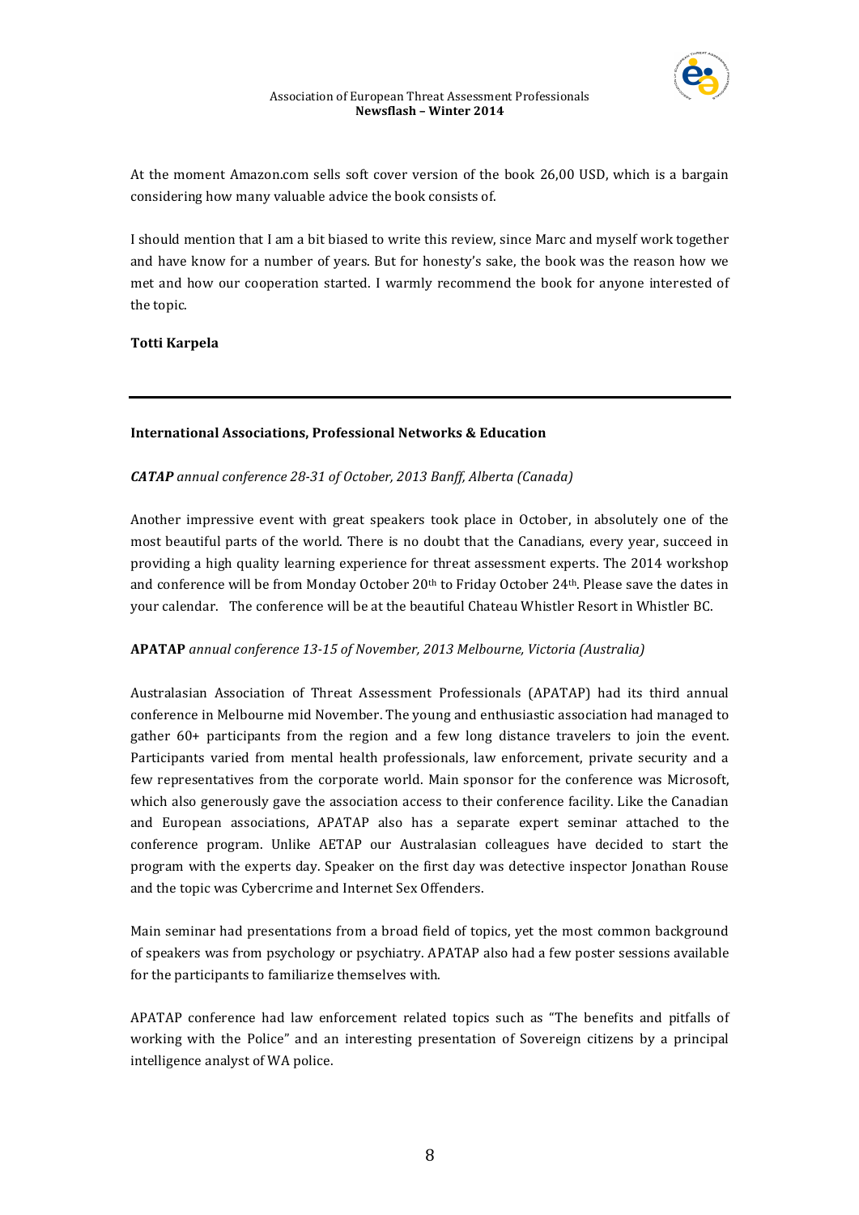At the moment Amazon.com sells soft cover version of the book 26,00 USD, which is a bargain considering how many valuable advice the book consists of.

I should mention that I am a bit biased to write this review, since Marc and myself work together and have know for a number of years. But for honesty's sake, the book was the reason how we met and how our cooperation started. I warmly recommend the book for anyone interested of the topic.

**Totti Karpela**

---

**International Associations, Professional Networks & Education**

***CATAP** annual conference 28-31 of October, 2013 Banff, Alberta (Canada)*

Another impressive event with great speakers took place in October, in absolutely one of the most beautiful parts of the world. There is no doubt that the Canadians, every year, succeed in providing a high quality learning experience for threat assessment experts. The 2014 workshop and conference will be from Monday October 20th to Friday October 24th. Please save the dates in your calendar. The conference will be at the beautiful Chateau Whistler Resort in Whistler BC.

**APATAP** *annual conference 13-15 of November, 2013 Melbourne, Victoria (Australia)*

Australasian Association of Threat Assessment Professionals (APATAP) had its third annual conference in Melbourne mid November. The young and enthusiastic association had managed to gather 60+ participants from the region and a few long distance travelers to join the event. Participants varied from mental health professionals, law enforcement, private security and a few representatives from the corporate world. Main sponsor for the conference was Microsoft, which also generously gave the association access to their conference facility. Like the Canadian and European associations, APATAP also has a separate expert seminar attached to the conference program. Unlike AETAP our Australasian colleagues have decided to start the program with the experts day. Speaker on the first day was detective inspector Jonathan Rouse and the topic was Cybercrime and Internet Sex Offenders.

Main seminar had presentations from a broad field of topics, yet the most common background of speakers was from psychology or psychiatry. APATAP also had a few poster sessions available for the participants to familiarize themselves with.

APATAP conference had law enforcement related topics such as "The benefits and pitfalls of working with the Police" and an interesting presentation of Sovereign citizens by a principal intelligence analyst of WA police.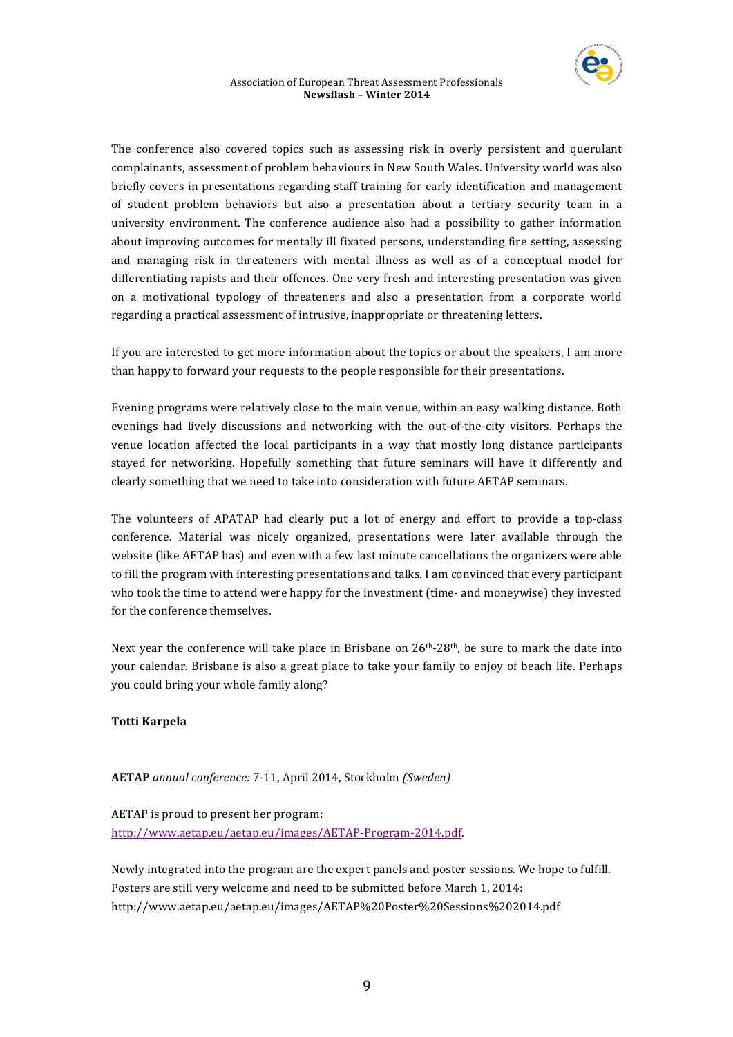The conference also covered topics such as assessing risk in overly persistent and querulant complainants, assessment of problem behaviours in New South Wales. University world was also briefly covers in presentations regarding staff training for early identification and management of student problem behaviors but also a presentation about a tertiary security team in a university environment. The conference audience also had a possibility to gather information about improving outcomes for mentally ill fixated persons, understanding fire setting, assessing and managing risk in threateners with mental illness as well as of a conceptual model for differentiating rapists and their offences. One very fresh and interesting presentation was given on a motivational typology of threateners and also a presentation from a corporate world regarding a practical assessment of intrusive, inappropriate or threatening letters.

If you are interested to get more information about the topics or about the speakers, I am more than happy to forward your requests to the people responsible for their presentations.

Evening programs were relatively close to the main venue, within an easy walking distance. Both evenings had lively discussions and networking with the out-of-the-city visitors. Perhaps the venue location affected the local participants in a way that mostly long distance participants stayed for networking. Hopefully something that future seminars will have it differently and clearly something that we need to take into consideration with future AETAP seminars.

The volunteers of APATAP had clearly put a lot of energy and effort to provide a top-class conference. Material was nicely organized, presentations were later available through the website (like AETAP has) and even with a few last minute cancellations the organizers were able to fill the program with interesting presentations and talks. I am convinced that every participant who took the time to attend were happy for the investment (time- and moneywise) they invested for the conference themselves.

Next year the conference will take place in Brisbane on 26th-28th, be sure to mark the date into your calendar. Brisbane is also a great place to take your family to enjoy of beach life. Perhaps you could bring your whole family along?

**Totti Karpela**

**AETAP** *annual conference:* 7-11, April 2014, Stockholm *(Sweden)*

AETAP is proud to present her program:
http://www.aetap.eu/aetap.eu/images/AETAP-Program-2014.pdf.

Newly integrated into the program are the expert panels and poster sessions. We hope to fulfill. Posters are still very welcome and need to be submitted before March 1, 2014:
http://www.aetap.eu/aetap.eu/images/AETAP%20Poster%20Sessions%202014.pdf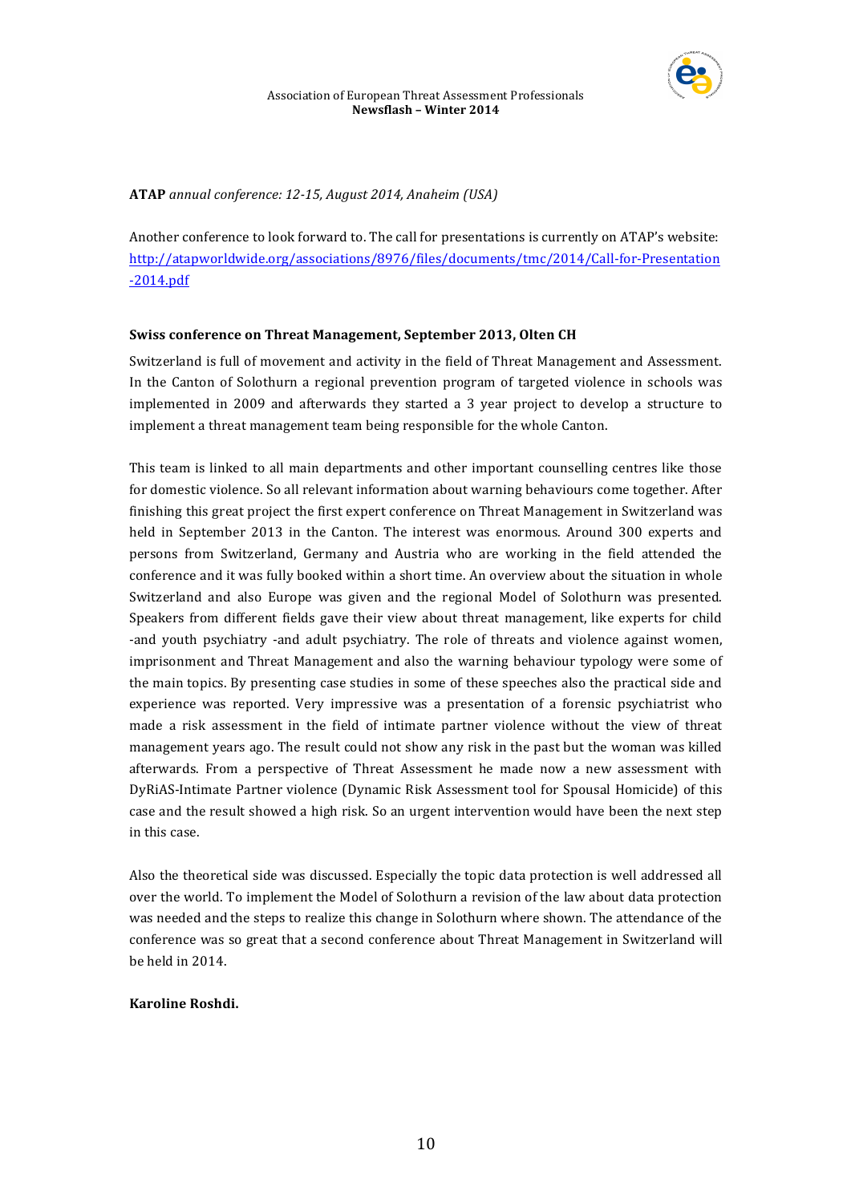**ATAP** *annual conference: 12-15, August 2014, Anaheim (USA)*

Another conference to look forward to. The call for presentations is currently on ATAP's website: [http://atapworldwide.org/associations/8976/files/documents/tmc/2014/Call-for-Presentation-2014.pdf](http://atapworldwide.org/associations/8976/files/documents/tmc/2014/Call-for-Presentation-2014.pdf)

**Swiss conference on Threat Management, September 2013, Olten CH**

Switzerland is full of movement and activity in the field of Threat Management and Assessment. In the Canton of Solothurn a regional prevention program of targeted violence in schools was implemented in 2009 and afterwards they started a 3 year project to develop a structure to implement a threat management team being responsible for the whole Canton.

This team is linked to all main departments and other important counselling centres like those for domestic violence. So all relevant information about warning behaviours come together. After finishing this great project the first expert conference on Threat Management in Switzerland was held in September 2013 in the Canton. The interest was enormous. Around 300 experts and persons from Switzerland, Germany and Austria who are working in the field attended the conference and it was fully booked within a short time. An overview about the situation in whole Switzerland and also Europe was given and the regional Model of Solothurn was presented. Speakers from different fields gave their view about threat management, like experts for child -and youth psychiatry -and adult psychiatry. The role of threats and violence against women, imprisonment and Threat Management and also the warning behaviour typology were some of the main topics. By presenting case studies in some of these speeches also the practical side and experience was reported. Very impressive was a presentation of a forensic psychiatrist who made a risk assessment in the field of intimate partner violence without the view of threat management years ago. The result could not show any risk in the past but the woman was killed afterwards. From a perspective of Threat Assessment he made now a new assessment with DyRiAS-Intimate Partner violence (Dynamic Risk Assessment tool for Spousal Homicide) of this case and the result showed a high risk. So an urgent intervention would have been the next step in this case.

Also the theoretical side was discussed. Especially the topic data protection is well addressed all over the world. To implement the Model of Solothurn a revision of the law about data protection was needed and the steps to realize this change in Solothurn where shown. The attendance of the conference was so great that a second conference about Threat Management in Switzerland will be held in 2014.

**Karoline Roshdi.**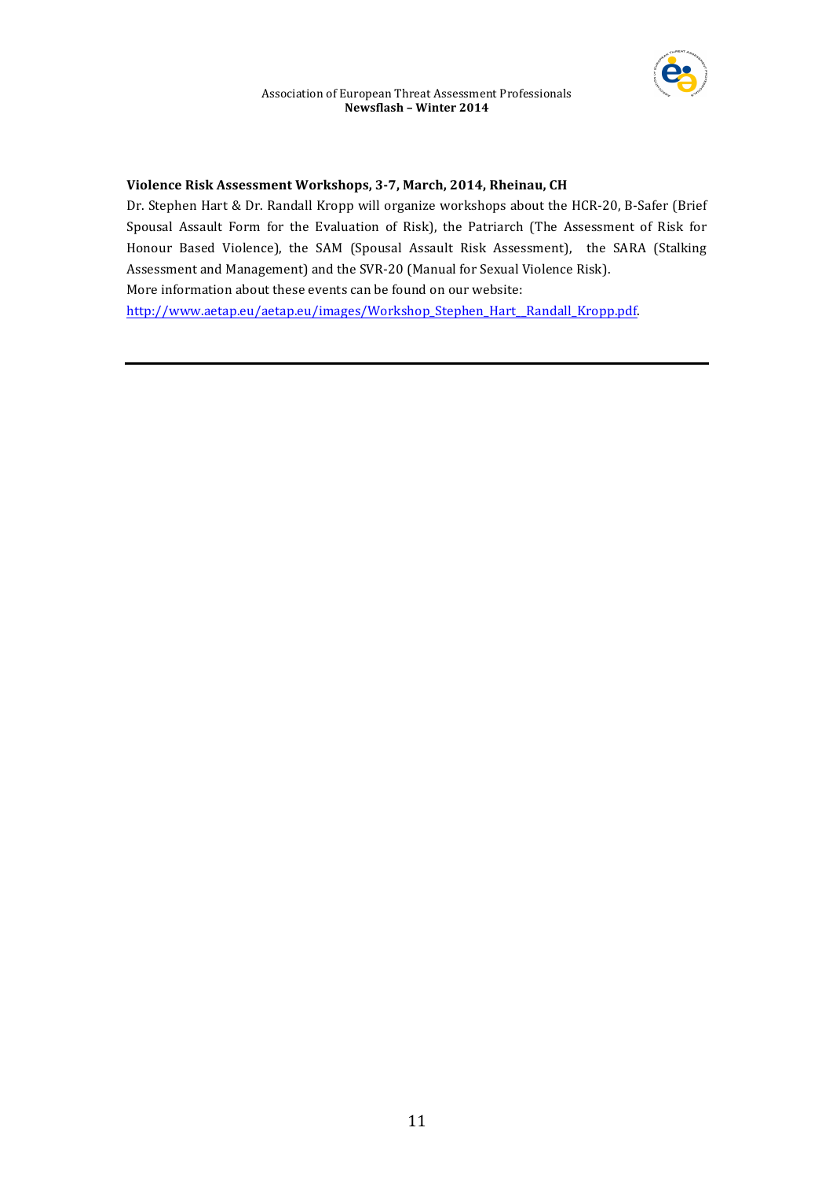**Violence Risk Assessment Workshops, 3-7, March, 2014, Rheinau, CH**

Dr. Stephen Hart & Dr. Randall Kropp will organize workshops about the HCR-20, B-Safer (Brief Spousal Assault Form for the Evaluation of Risk), the Patriarch (The Assessment of Risk for Honour Based Violence), the SAM (Spousal Assault Risk Assessment), the SARA (Stalking Assessment and Management) and the SVR-20 (Manual for Sexual Violence Risk).

More information about these events can be found on our website:

http://www.aetap.eu/aetap.eu/images/Workshop_Stephen_Hart__Randall_Kropp.pdf.

---